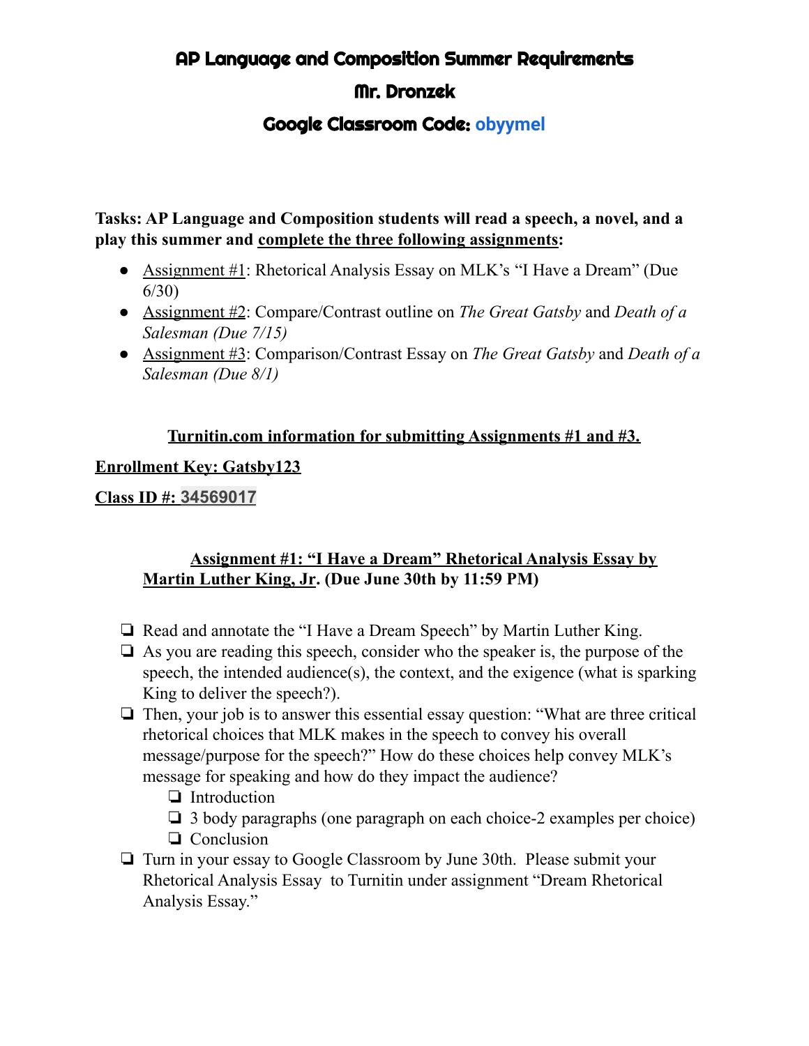# AP Language and Composition Summer Requirements

## Mr. Dronzek

## Google Classroom Code: obyymel

**Tasks: AP Language and Composition students will read a speech, a novel, and a play this summer and complete the three following assignments:**

- Assignment #1: Rhetorical Analysis Essay on MLK's "I Have a Dream" (Due 6/30)
- Assignment #2: Compare/Contrast outline on *The Great Gatsby* and *Death of a Salesman (Due 7/15)*
- Assignment #3: Comparison/Contrast Essay on *The Great Gatsby* and *Death of a Salesman (Due 8/1)*

**Turnitin.com information for submitting Assignments #1 and #3.**

**Enrollment Key: Gatsby123**

**Class ID #: 34569017**

**Assignment #1: "I Have a Dream" Rhetorical Analysis Essay by Martin Luther King, Jr. (Due June 30th by 11:59 PM)**

- ❑ Read and annotate the "I Have a Dream Speech" by Martin Luther King.
- ❑ As you are reading this speech, consider who the speaker is, the purpose of the speech, the intended audience(s), the context, and the exigence (what is sparking King to deliver the speech?).
- ❑ Then, your job is to answer this essential essay question: "What are three critical rhetorical choices that MLK makes in the speech to convey his overall message/purpose for the speech?" How do these choices help convey MLK's message for speaking and how do they impact the audience?
  - ❑ Introduction
  - ❑ 3 body paragraphs (one paragraph on each choice-2 examples per choice)
  - ❑ Conclusion
- ❑ Turn in your essay to Google Classroom by June 30th. Please submit your Rhetorical Analysis Essay to Turnitin under assignment "Dream Rhetorical Analysis Essay."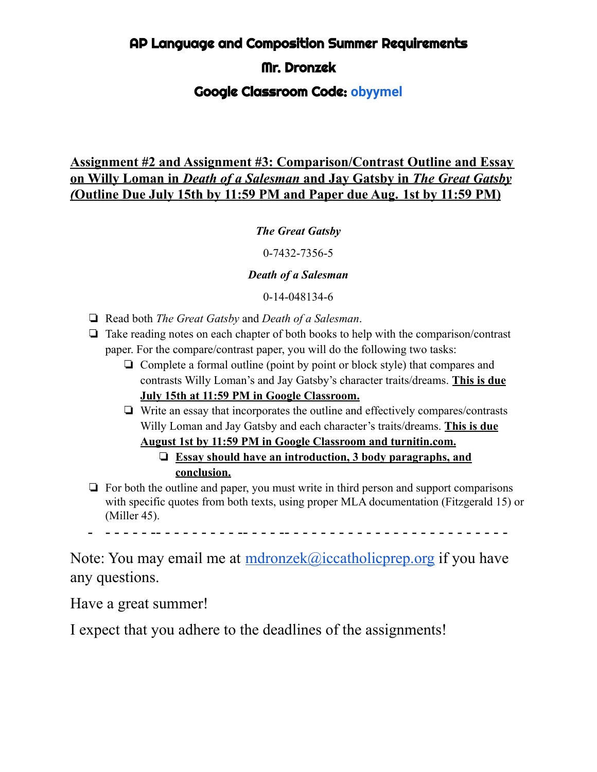# AP Language and Composition Summer Requirements

## Mr. Dronzek

## Google Classroom Code: obyymel

**Assignment #2 and Assignment #3: Comparison/Contrast Outline and Essay on Willy Loman in *Death of a Salesman* and Jay Gatsby in *The Great Gatsby* (Outline Due July 15th by 11:59 PM and Paper due Aug. 1st by 11:59 PM)**

*The Great Gatsby*

0-7432-7356-5

*Death of a Salesman*

0-14-048134-6

- ❏ Read both *The Great Gatsby* and *Death of a Salesman*.
- ❏ Take reading notes on each chapter of both books to help with the comparison/contrast paper. For the compare/contrast paper, you will do the following two tasks:
  - ❏ Complete a formal outline (point by point or block style) that compares and contrasts Willy Loman's and Jay Gatsby's character traits/dreams. **This is due July 15th at 11:59 PM in Google Classroom.**
  - ❏ Write an essay that incorporates the outline and effectively compares/contrasts Willy Loman and Jay Gatsby and each character's traits/dreams. **This is due August 1st by 11:59 PM in Google Classroom and turnitin.com.**
    - ❏ **Essay should have an introduction, 3 body paragraphs, and conclusion.**
- ❏ For both the outline and paper, you must write in third person and support comparisons with specific quotes from both texts, using proper MLA documentation (Fitzgerald 15) or (Miller 45).

---

Note: You may email me at mdronzek@iccatholicprep.org if you have any questions.

Have a great summer!

I expect that you adhere to the deadlines of the assignments!